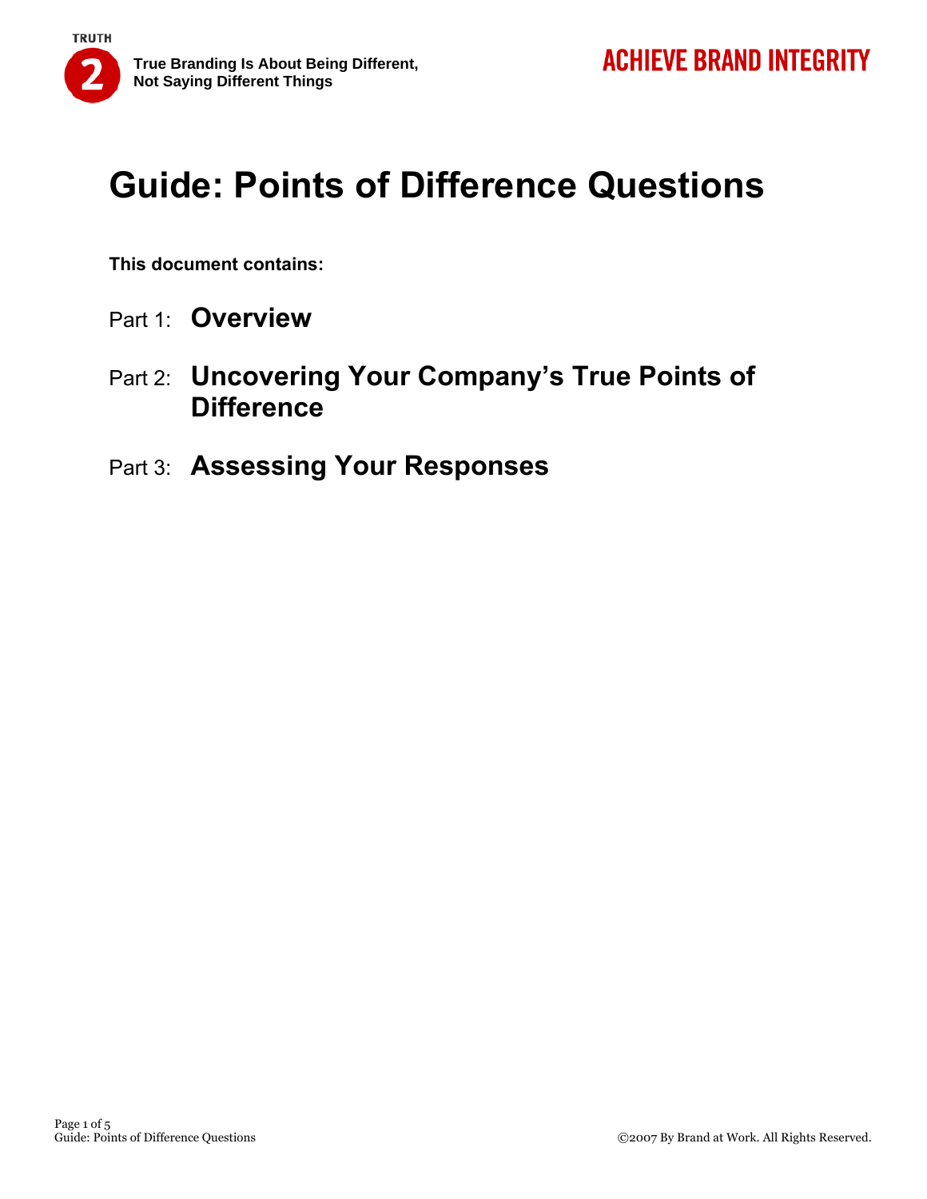TRUTH 2 — **True Branding Is About Being Different, Not Saying Different Things**

**ACHIEVE BRAND INTEGRITY**

# Guide: Points of Difference Questions

**This document contains:**

Part 1: **Overview**

Part 2: **Uncovering Your Company's True Points of Difference**

Part 3: **Assessing Your Responses**

©2007 By Brand at Work. All Rights Reserved.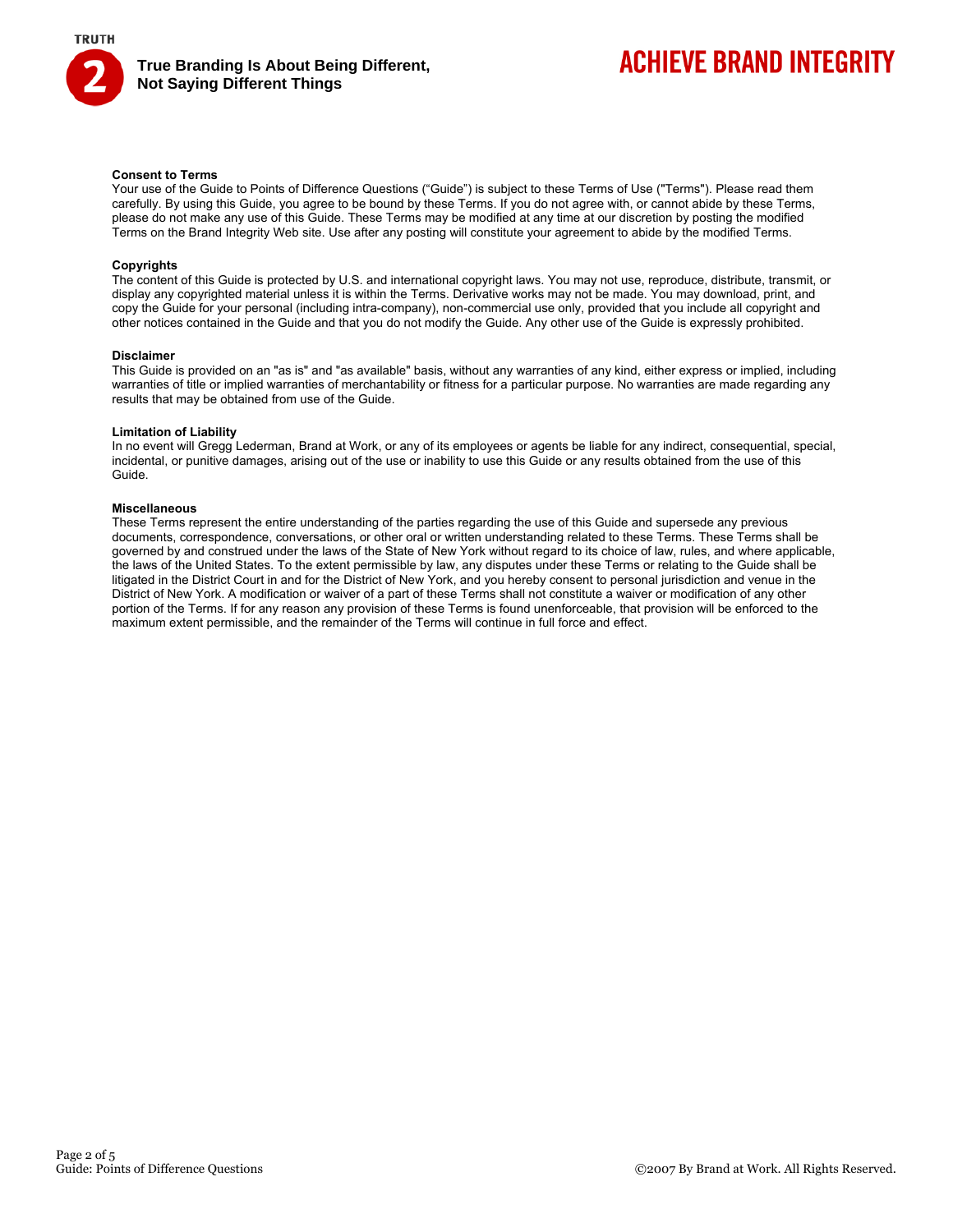### Consent to Terms

Your use of the Guide to Points of Difference Questions ("Guide") is subject to these Terms of Use ("Terms"). Please read them carefully. By using this Guide, you agree to be bound by these Terms. If you do not agree with, or cannot abide by these Terms, please do not make any use of this Guide. These Terms may be modified at any time at our discretion by posting the modified Terms on the Brand Integrity Web site. Use after any posting will constitute your agreement to abide by the modified Terms.

### Copyrights

The content of this Guide is protected by U.S. and international copyright laws. You may not use, reproduce, distribute, transmit, or display any copyrighted material unless it is within the Terms. Derivative works may not be made. You may download, print, and copy the Guide for your personal (including intra-company), non-commercial use only, provided that you include all copyright and other notices contained in the Guide and that you do not modify the Guide. Any other use of the Guide is expressly prohibited.

### Disclaimer

This Guide is provided on an "as is" and "as available" basis, without any warranties of any kind, either express or implied, including warranties of title or implied warranties of merchantability or fitness for a particular purpose. No warranties are made regarding any results that may be obtained from use of the Guide.

### Limitation of Liability

In no event will Gregg Lederman, Brand at Work, or any of its employees or agents be liable for any indirect, consequential, special, incidental, or punitive damages, arising out of the use or inability to use this Guide or any results obtained from the use of this Guide.

### Miscellaneous

These Terms represent the entire understanding of the parties regarding the use of this Guide and supersede any previous documents, correspondence, conversations, or other oral or written understanding related to these Terms. These Terms shall be governed by and construed under the laws of the State of New York without regard to its choice of law, rules, and where applicable, the laws of the United States. To the extent permissible by law, any disputes under these Terms or relating to the Guide shall be litigated in the District Court in and for the District of New York, and you hereby consent to personal jurisdiction and venue in the District of New York. A modification or waiver of a part of these Terms shall not constitute a waiver or modification of any other portion of the Terms. If for any reason any provision of these Terms is found unenforceable, that provision will be enforced to the maximum extent permissible, and the remainder of the Terms will continue in full force and effect.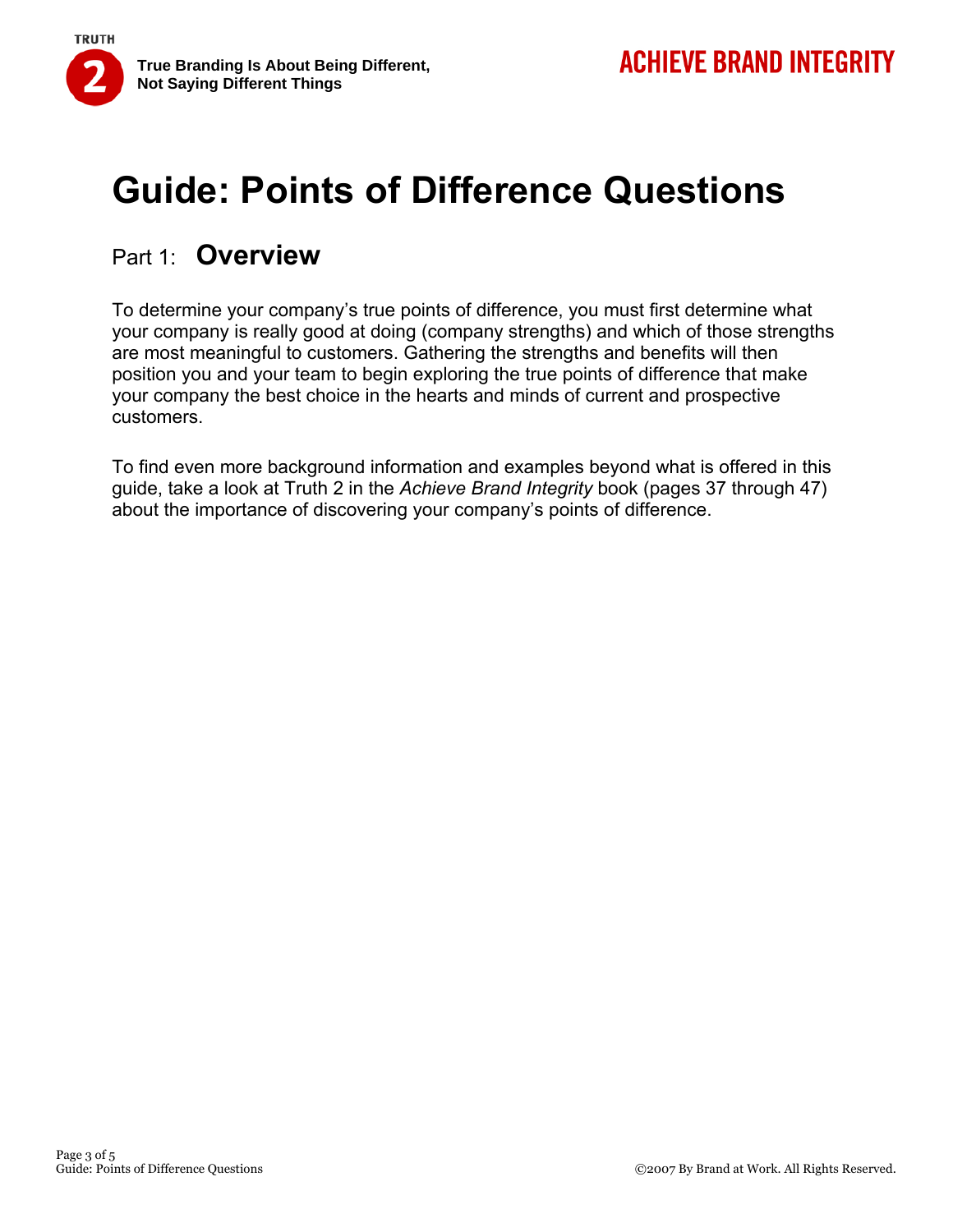# Guide: Points of Difference Questions

## Part 1: **Overview**

To determine your company's true points of difference, you must first determine what your company is really good at doing (company strengths) and which of those strengths are most meaningful to customers. Gathering the strengths and benefits will then position you and your team to begin exploring the true points of difference that make your company the best choice in the hearts and minds of current and prospective customers.

To find even more background information and examples beyond what is offered in this guide, take a look at Truth 2 in the *Achieve Brand Integrity* book (pages 37 through 47) about the importance of discovering your company's points of difference.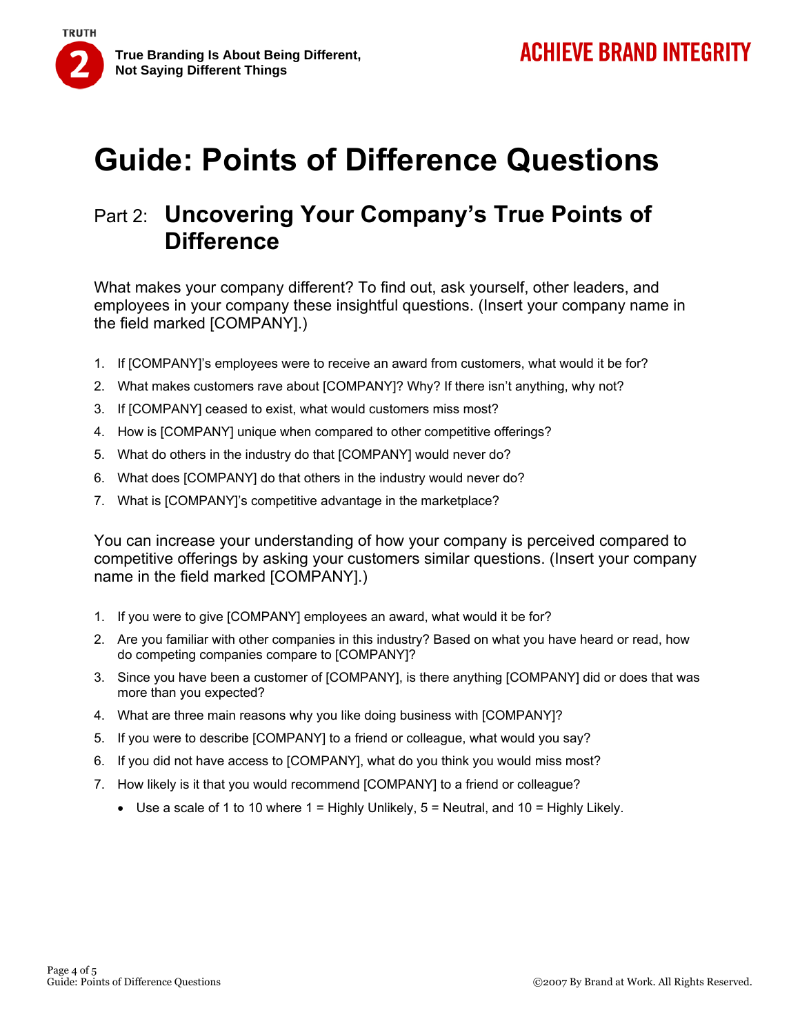# Guide: Points of Difference Questions

## Part 2: Uncovering Your Company's True Points of Difference

What makes your company different? To find out, ask yourself, other leaders, and employees in your company these insightful questions. (Insert your company name in the field marked [COMPANY].)

1. If [COMPANY]'s employees were to receive an award from customers, what would it be for?
2. What makes customers rave about [COMPANY]? Why? If there isn't anything, why not?
3. If [COMPANY] ceased to exist, what would customers miss most?
4. How is [COMPANY] unique when compared to other competitive offerings?
5. What do others in the industry do that [COMPANY] would never do?
6. What does [COMPANY] do that others in the industry would never do?
7. What is [COMPANY]'s competitive advantage in the marketplace?

You can increase your understanding of how your company is perceived compared to competitive offerings by asking your customers similar questions. (Insert your company name in the field marked [COMPANY].)

1. If you were to give [COMPANY] employees an award, what would it be for?
2. Are you familiar with other companies in this industry? Based on what you have heard or read, how do competing companies compare to [COMPANY]?
3. Since you have been a customer of [COMPANY], is there anything [COMPANY] did or does that was more than you expected?
4. What are three main reasons why you like doing business with [COMPANY]?
5. If you were to describe [COMPANY] to a friend or colleague, what would you say?
6. If you did not have access to [COMPANY], what do you think you would miss most?
7. How likely is it that you would recommend [COMPANY] to a friend or colleague?
   - Use a scale of 1 to 10 where 1 = Highly Unlikely, 5 = Neutral, and 10 = Highly Likely.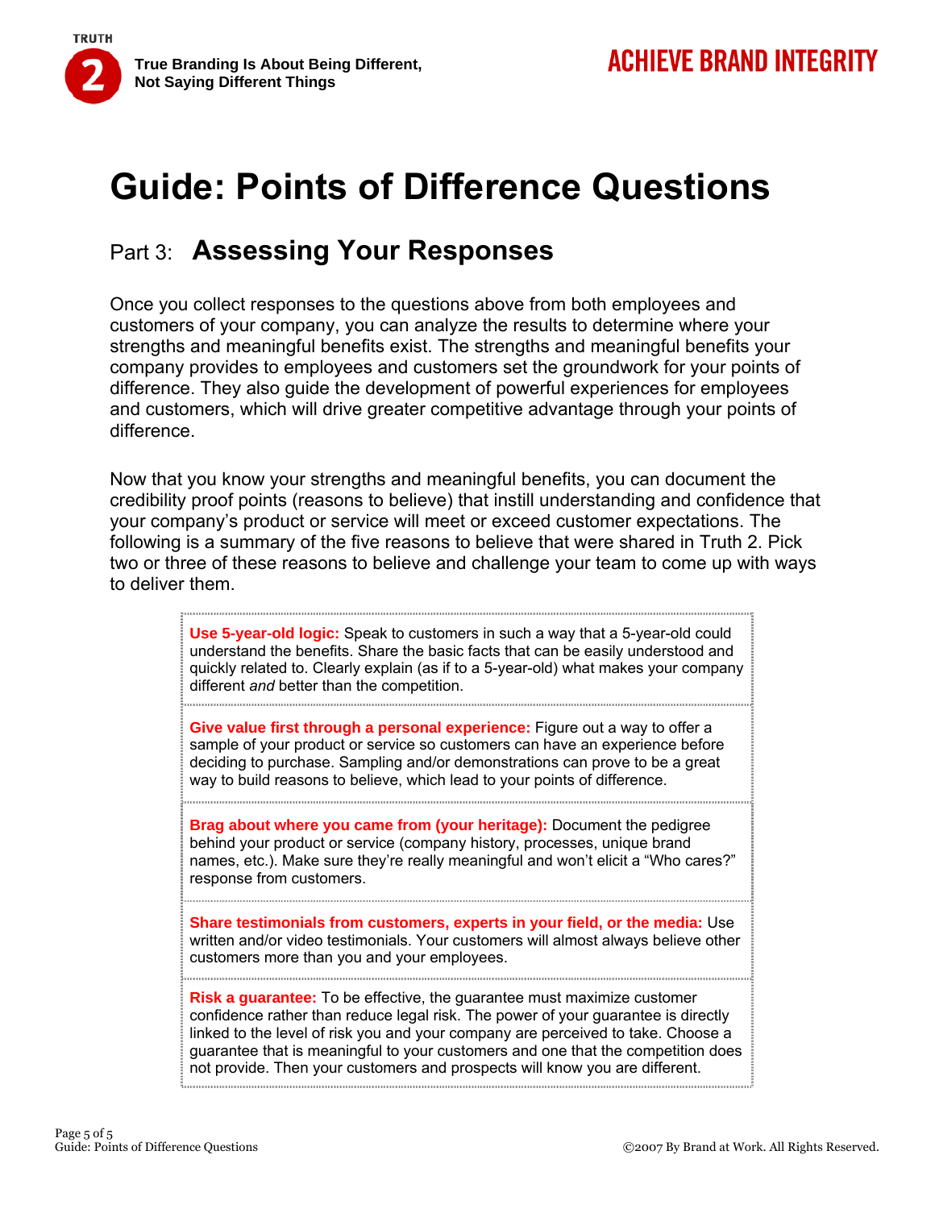# Guide: Points of Difference Questions

## Part 3: Assessing Your Responses

Once you collect responses to the questions above from both employees and customers of your company, you can analyze the results to determine where your strengths and meaningful benefits exist. The strengths and meaningful benefits your company provides to employees and customers set the groundwork for your points of difference. They also guide the development of powerful experiences for employees and customers, which will drive greater competitive advantage through your points of difference.

Now that you know your strengths and meaningful benefits, you can document the credibility proof points (reasons to believe) that instill understanding and confidence that your company's product or service will meet or exceed customer expectations. The following is a summary of the five reasons to believe that were shared in Truth 2. Pick two or three of these reasons to believe and challenge your team to come up with ways to deliver them.

**Use 5-year-old logic:** Speak to customers in such a way that a 5-year-old could understand the benefits. Share the basic facts that can be easily understood and quickly related to. Clearly explain (as if to a 5-year-old) what makes your company different *and* better than the competition.

**Give value first through a personal experience:** Figure out a way to offer a sample of your product or service so customers can have an experience before deciding to purchase. Sampling and/or demonstrations can prove to be a great way to build reasons to believe, which lead to your points of difference.

**Brag about where you came from (your heritage):** Document the pedigree behind your product or service (company history, processes, unique brand names, etc.). Make sure they're really meaningful and won't elicit a "Who cares?" response from customers.

**Share testimonials from customers, experts in your field, or the media:** Use written and/or video testimonials. Your customers will almost always believe other customers more than you and your employees.

**Risk a guarantee:** To be effective, the guarantee must maximize customer confidence rather than reduce legal risk. The power of your guarantee is directly linked to the level of risk you and your company are perceived to take. Choose a guarantee that is meaningful to your customers and one that the competition does not provide. Then your customers and prospects will know you are different.